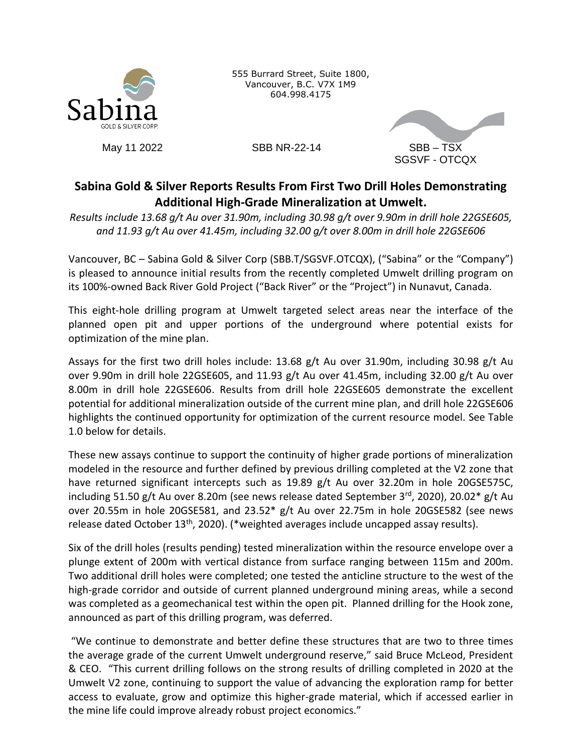Sabina
GOLD & SILVER CORP.

555 Burrard Street, Suite 1800,
Vancouver, B.C. V7X 1M9
604.998.4175

May 11 2022

SBB NR-22-14

SBB – TSX
SGSVF - OTCQX

# Sabina Gold & Silver Reports Results From First Two Drill Holes Demonstrating Additional High-Grade Mineralization at Umwelt.

*Results include 13.68 g/t Au over 31.90m, including 30.98 g/t over 9.90m in drill hole 22GSE605, and 11.93 g/t Au over 41.45m, including 32.00 g/t over 8.00m in drill hole 22GSE606*

Vancouver, BC – Sabina Gold & Silver Corp (SBB.T/SGSVF.OTCQX), ("Sabina" or the "Company") is pleased to announce initial results from the recently completed Umwelt drilling program on its 100%-owned Back River Gold Project ("Back River" or the "Project") in Nunavut, Canada.

This eight-hole drilling program at Umwelt targeted select areas near the interface of the planned open pit and upper portions of the underground where potential exists for optimization of the mine plan.

Assays for the first two drill holes include: 13.68 g/t Au over 31.90m, including 30.98 g/t Au over 9.90m in drill hole 22GSE605, and 11.93 g/t Au over 41.45m, including 32.00 g/t Au over 8.00m in drill hole 22GSE606. Results from drill hole 22GSE605 demonstrate the excellent potential for additional mineralization outside of the current mine plan, and drill hole 22GSE606 highlights the continued opportunity for optimization of the current resource model. See Table 1.0 below for details.

These new assays continue to support the continuity of higher grade portions of mineralization modeled in the resource and further defined by previous drilling completed at the V2 zone that have returned significant intercepts such as 19.89 g/t Au over 32.20m in hole 20GSE575C, including 51.50 g/t Au over 8.20m (see news release dated September 3rd, 2020), 20.02* g/t Au over 20.55m in hole 20GSE581, and 23.52* g/t Au over 22.75m in hole 20GSE582 (see news release dated October 13th, 2020). (*weighted averages include uncapped assay results).

Six of the drill holes (results pending) tested mineralization within the resource envelope over a plunge extent of 200m with vertical distance from surface ranging between 115m and 200m. Two additional drill holes were completed; one tested the anticline structure to the west of the high-grade corridor and outside of current planned underground mining areas, while a second was completed as a geomechanical test within the open pit. Planned drilling for the Hook zone, announced as part of this drilling program, was deferred.

"We continue to demonstrate and better define these structures that are two to three times the average grade of the current Umwelt underground reserve," said Bruce McLeod, President & CEO. "This current drilling follows on the strong results of drilling completed in 2020 at the Umwelt V2 zone, continuing to support the value of advancing the exploration ramp for better access to evaluate, grow and optimize this higher-grade material, which if accessed earlier in the mine life could improve already robust project economics."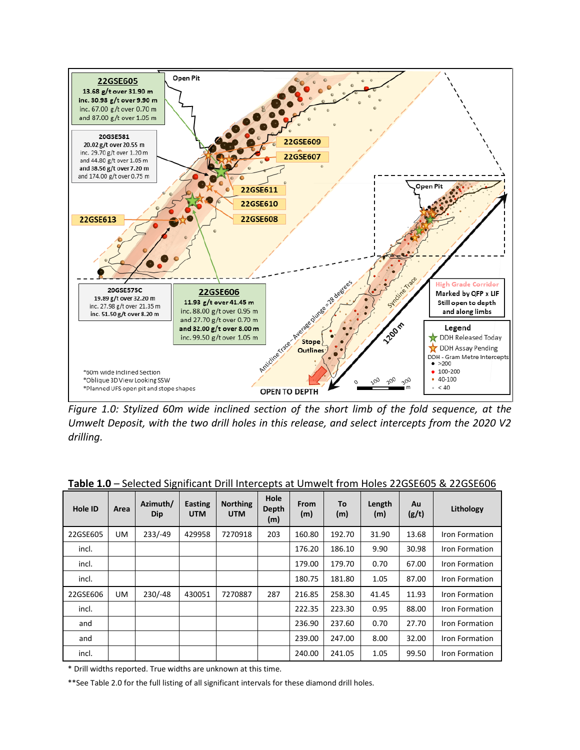*Figure 1.0: Stylized 60m wide inclined section of the short limb of the fold sequence, at the Umwelt Deposit, with the two drill holes in this release, and select intercepts from the 2020 V2 drilling.*

**Table 1.0** – Selected Significant Drill Intercepts at Umwelt from Holes 22GSE605 & 22GSE606

| Hole ID | Area | Azimuth/ Dip | Easting UTM | Northing UTM | Hole Depth (m) | From (m) | To (m) | Length (m) | Au (g/t) | Lithology |
|---|---|---|---|---|---|---|---|---|---|---|
| 22GSE605 | UM | 233/-49 | 429958 | 7270918 | 203 | 160.80 | 192.70 | 31.90 | 13.68 | Iron Formation |
| incl. | | | | | | 176.20 | 186.10 | 9.90 | 30.98 | Iron Formation |
| incl. | | | | | | 179.00 | 179.70 | 0.70 | 67.00 | Iron Formation |
| incl. | | | | | | 180.75 | 181.80 | 1.05 | 87.00 | Iron Formation |
| 22GSE606 | UM | 230/-48 | 430051 | 7270887 | 287 | 216.85 | 258.30 | 41.45 | 11.93 | Iron Formation |
| incl. | | | | | | 222.35 | 223.30 | 0.95 | 88.00 | Iron Formation |
| and | | | | | | 236.90 | 237.60 | 0.70 | 27.70 | Iron Formation |
| and | | | | | | 239.00 | 247.00 | 8.00 | 32.00 | Iron Formation |
| incl. | | | | | | 240.00 | 241.05 | 1.05 | 99.50 | Iron Formation |

\* Drill widths reported. True widths are unknown at this time.

**See Table 2.0 for the full listing of all significant intervals for these diamond drill holes.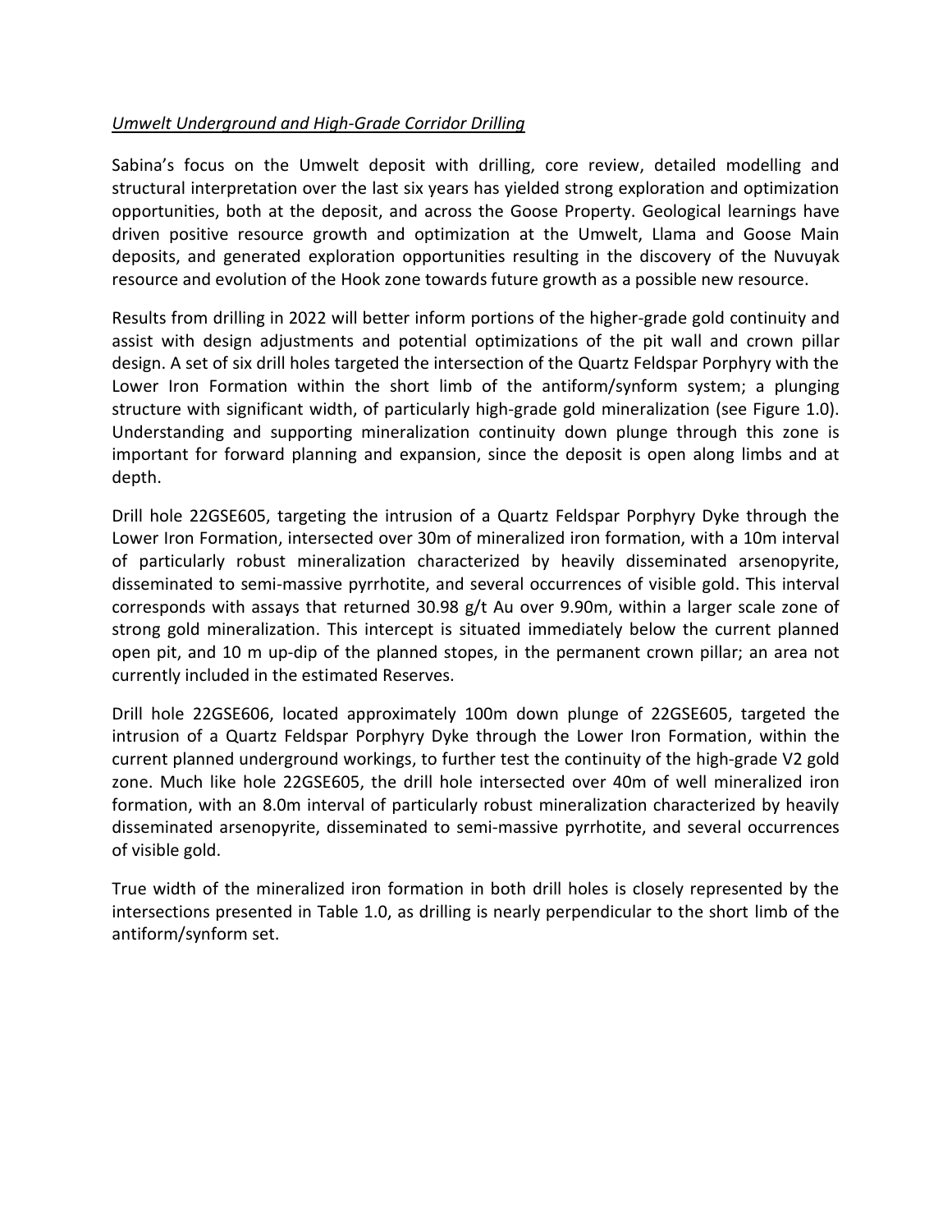*Umwelt Underground and High-Grade Corridor Drilling*

Sabina's focus on the Umwelt deposit with drilling, core review, detailed modelling and structural interpretation over the last six years has yielded strong exploration and optimization opportunities, both at the deposit, and across the Goose Property. Geological learnings have driven positive resource growth and optimization at the Umwelt, Llama and Goose Main deposits, and generated exploration opportunities resulting in the discovery of the Nuvuyak resource and evolution of the Hook zone towards future growth as a possible new resource.

Results from drilling in 2022 will better inform portions of the higher-grade gold continuity and assist with design adjustments and potential optimizations of the pit wall and crown pillar design. A set of six drill holes targeted the intersection of the Quartz Feldspar Porphyry with the Lower Iron Formation within the short limb of the antiform/synform system; a plunging structure with significant width, of particularly high-grade gold mineralization (see Figure 1.0). Understanding and supporting mineralization continuity down plunge through this zone is important for forward planning and expansion, since the deposit is open along limbs and at depth.

Drill hole 22GSE605, targeting the intrusion of a Quartz Feldspar Porphyry Dyke through the Lower Iron Formation, intersected over 30m of mineralized iron formation, with a 10m interval of particularly robust mineralization characterized by heavily disseminated arsenopyrite, disseminated to semi-massive pyrrhotite, and several occurrences of visible gold. This interval corresponds with assays that returned 30.98 g/t Au over 9.90m, within a larger scale zone of strong gold mineralization. This intercept is situated immediately below the current planned open pit, and 10 m up-dip of the planned stopes, in the permanent crown pillar; an area not currently included in the estimated Reserves.

Drill hole 22GSE606, located approximately 100m down plunge of 22GSE605, targeted the intrusion of a Quartz Feldspar Porphyry Dyke through the Lower Iron Formation, within the current planned underground workings, to further test the continuity of the high-grade V2 gold zone. Much like hole 22GSE605, the drill hole intersected over 40m of well mineralized iron formation, with an 8.0m interval of particularly robust mineralization characterized by heavily disseminated arsenopyrite, disseminated to semi-massive pyrrhotite, and several occurrences of visible gold.

True width of the mineralized iron formation in both drill holes is closely represented by the intersections presented in Table 1.0, as drilling is nearly perpendicular to the short limb of the antiform/synform set.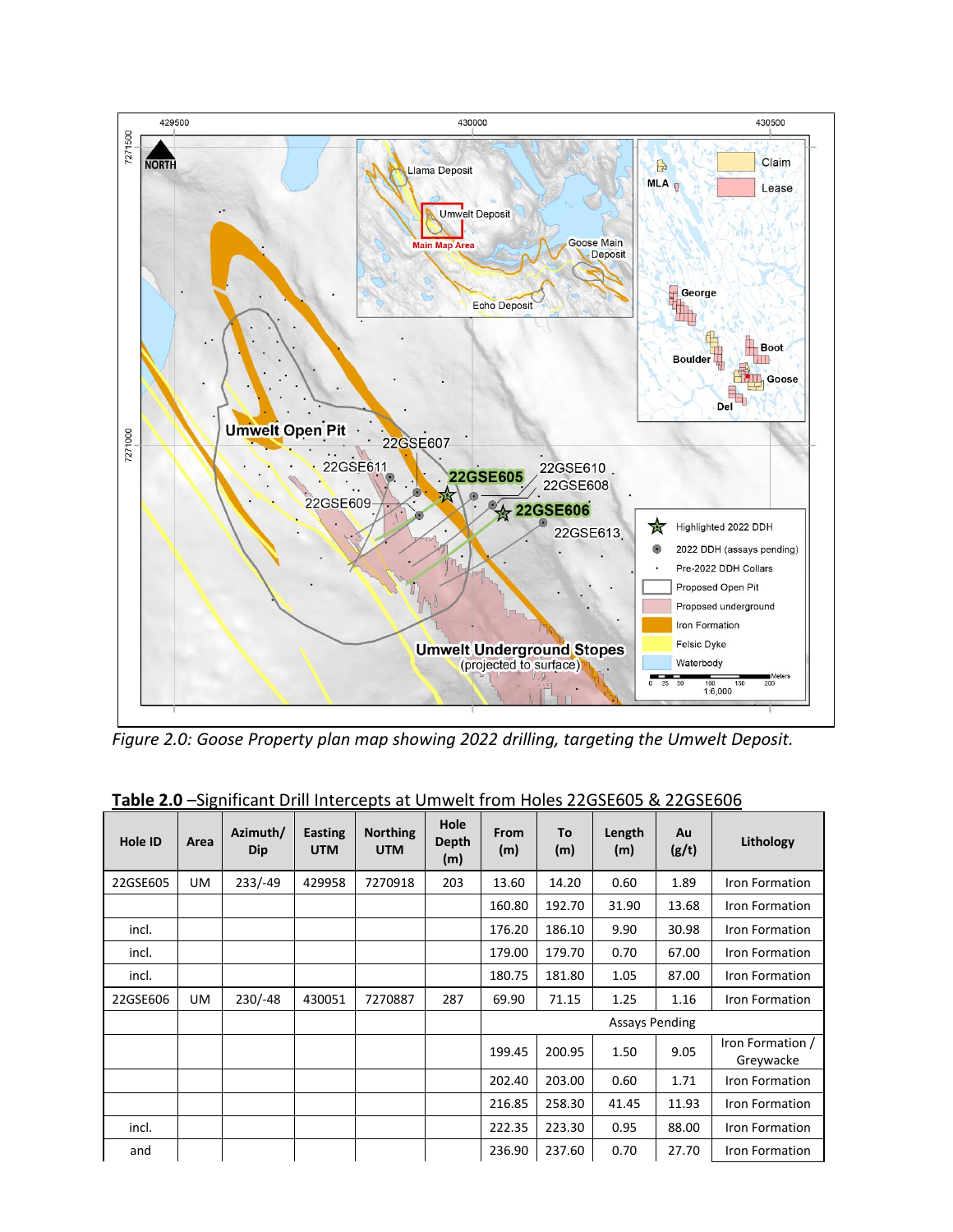*Figure 2.0: Goose Property plan map showing 2022 drilling, targeting the Umwelt Deposit.*

**Table 2.0** –Significant Drill Intercepts at Umwelt from Holes 22GSE605 & 22GSE606

| Hole ID | Area | Azimuth/ Dip | Easting UTM | Northing UTM | Hole Depth (m) | From (m) | To (m) | Length (m) | Au (g/t) | Lithology |
|---|---|---|---|---|---|---|---|---|---|---|
| 22GSE605 | UM | 233/-49 | 429958 | 7270918 | 203 | 13.60 | 14.20 | 0.60 | 1.89 | Iron Formation |
| | | | | | | 160.80 | 192.70 | 31.90 | 13.68 | Iron Formation |
| incl. | | | | | | 176.20 | 186.10 | 9.90 | 30.98 | Iron Formation |
| incl. | | | | | | 179.00 | 179.70 | 0.70 | 67.00 | Iron Formation |
| incl. | | | | | | 180.75 | 181.80 | 1.05 | 87.00 | Iron Formation |
| 22GSE606 | UM | 230/-48 | 430051 | 7270887 | 287 | 69.90 | 71.15 | 1.25 | 1.16 | Iron Formation |
| | | | | | | Assays Pending | | | | |
| | | | | | | 199.45 | 200.95 | 1.50 | 9.05 | Iron Formation / Greywacke |
| | | | | | | 202.40 | 203.00 | 0.60 | 1.71 | Iron Formation |
| | | | | | | 216.85 | 258.30 | 41.45 | 11.93 | Iron Formation |
| incl. | | | | | | 222.35 | 223.30 | 0.95 | 88.00 | Iron Formation |
| and | | | | | | 236.90 | 237.60 | 0.70 | 27.70 | Iron Formation |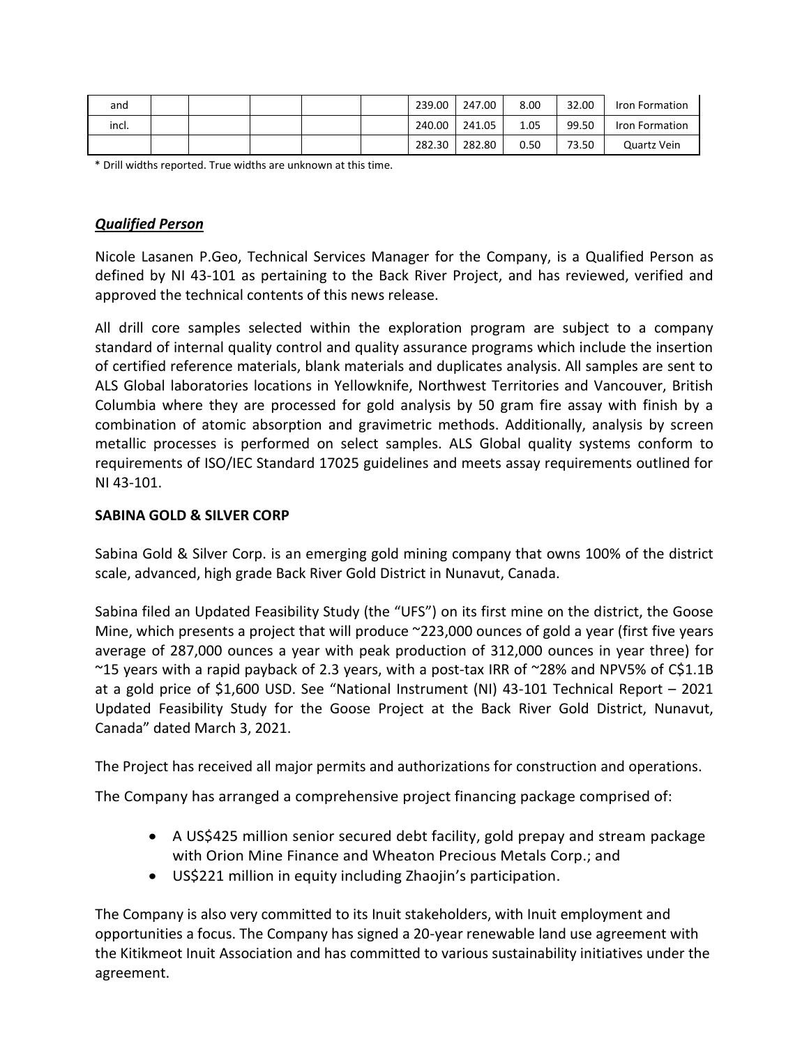| and | | | | | | 239.00 | 247.00 | 8.00 | 32.00 | Iron Formation |
|---|---|---|---|---|---|---|---|---|---|---|
| incl. | | | | | | 240.00 | 241.05 | 1.05 | 99.50 | Iron Formation |
| | | | | | | 282.30 | 282.80 | 0.50 | 73.50 | Quartz Vein |

* Drill widths reported. True widths are unknown at this time.

***<u>Qualified Person</u>***

Nicole Lasanen P.Geo, Technical Services Manager for the Company, is a Qualified Person as defined by NI 43-101 as pertaining to the Back River Project, and has reviewed, verified and approved the technical contents of this news release.

All drill core samples selected within the exploration program are subject to a company standard of internal quality control and quality assurance programs which include the insertion of certified reference materials, blank materials and duplicates analysis. All samples are sent to ALS Global laboratories locations in Yellowknife, Northwest Territories and Vancouver, British Columbia where they are processed for gold analysis by 50 gram fire assay with finish by a combination of atomic absorption and gravimetric methods. Additionally, analysis by screen metallic processes is performed on select samples. ALS Global quality systems conform to requirements of ISO/IEC Standard 17025 guidelines and meets assay requirements outlined for NI 43-101.

**SABINA GOLD & SILVER CORP**

Sabina Gold & Silver Corp. is an emerging gold mining company that owns 100% of the district scale, advanced, high grade Back River Gold District in Nunavut, Canada.

Sabina filed an Updated Feasibility Study (the "UFS") on its first mine on the district, the Goose Mine, which presents a project that will produce ~223,000 ounces of gold a year (first five years average of 287,000 ounces a year with peak production of 312,000 ounces in year three) for ~15 years with a rapid payback of 2.3 years, with a post-tax IRR of ~28% and NPV5% of C$1.1B at a gold price of $1,600 USD. See "National Instrument (NI) 43-101 Technical Report – 2021 Updated Feasibility Study for the Goose Project at the Back River Gold District, Nunavut, Canada" dated March 3, 2021.

The Project has received all major permits and authorizations for construction and operations.

The Company has arranged a comprehensive project financing package comprised of:

- A US$425 million senior secured debt facility, gold prepay and stream package with Orion Mine Finance and Wheaton Precious Metals Corp.; and
- US$221 million in equity including Zhaojin's participation.

The Company is also very committed to its Inuit stakeholders, with Inuit employment and opportunities a focus. The Company has signed a 20-year renewable land use agreement with the Kitikmeot Inuit Association and has committed to various sustainability initiatives under the agreement.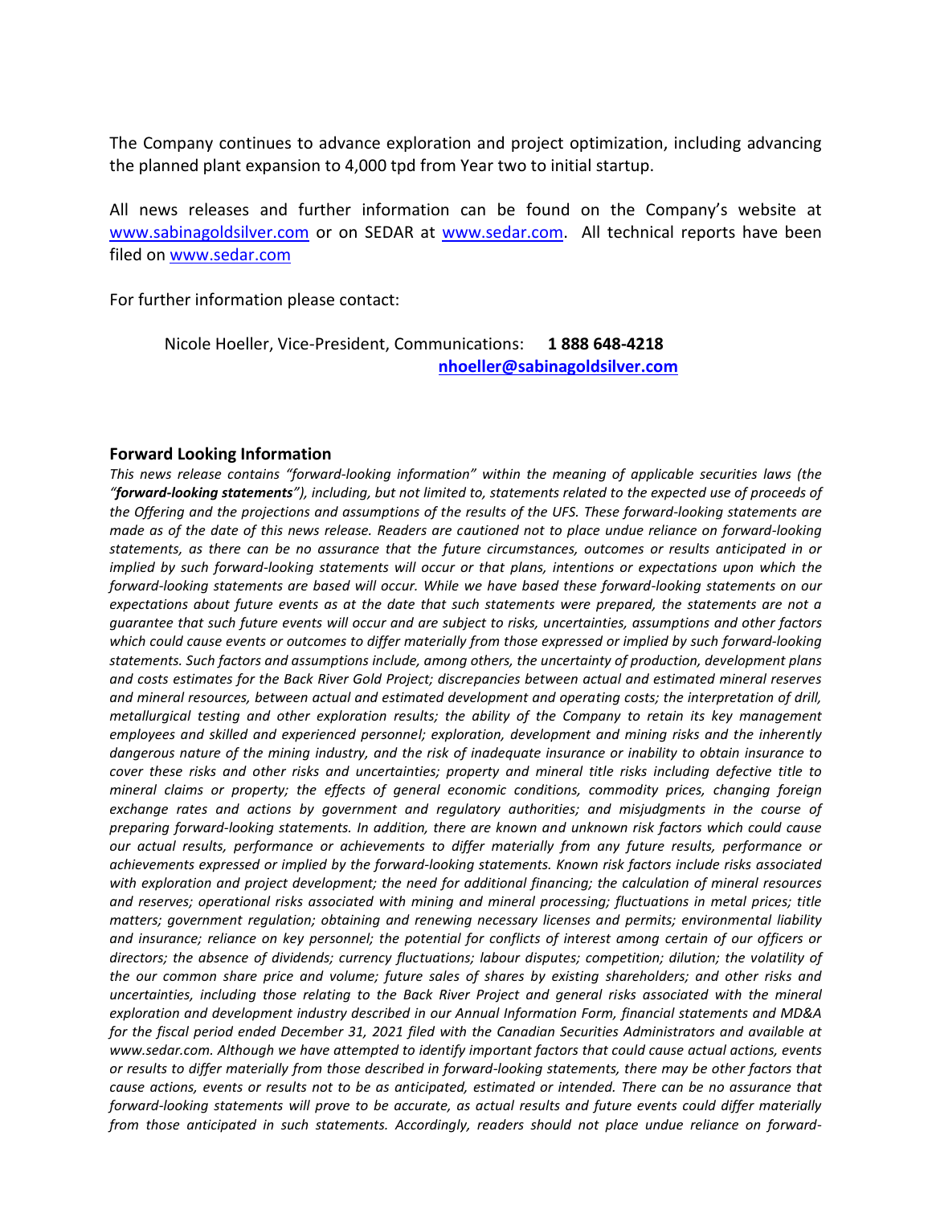The Company continues to advance exploration and project optimization, including advancing the planned plant expansion to 4,000 tpd from Year two to initial startup.

All news releases and further information can be found on the Company's website at [www.sabinagoldsilver.com](www.sabinagoldsilver.com) or on SEDAR at [www.sedar.com](www.sedar.com). All technical reports have been filed on [www.sedar.com](www.sedar.com)

For further information please contact:

Nicole Hoeller, Vice-President, Communications: **1 888 648-4218**
**[nhoeller@sabinagoldsilver.com](mailto:nhoeller@sabinagoldsilver.com)**

### Forward Looking Information

*This news release contains "forward-looking information" within the meaning of applicable securities laws (the "**forward-looking statements**"), including, but not limited to, statements related to the expected use of proceeds of the Offering and the projections and assumptions of the results of the UFS. These forward-looking statements are made as of the date of this news release. Readers are cautioned not to place undue reliance on forward-looking statements, as there can be no assurance that the future circumstances, outcomes or results anticipated in or implied by such forward-looking statements will occur or that plans, intentions or expectations upon which the forward-looking statements are based will occur. While we have based these forward-looking statements on our expectations about future events as at the date that such statements were prepared, the statements are not a guarantee that such future events will occur and are subject to risks, uncertainties, assumptions and other factors which could cause events or outcomes to differ materially from those expressed or implied by such forward-looking statements. Such factors and assumptions include, among others, the uncertainty of production, development plans and costs estimates for the Back River Gold Project; discrepancies between actual and estimated mineral reserves and mineral resources, between actual and estimated development and operating costs; the interpretation of drill, metallurgical testing and other exploration results; the ability of the Company to retain its key management employees and skilled and experienced personnel; exploration, development and mining risks and the inherently dangerous nature of the mining industry, and the risk of inadequate insurance or inability to obtain insurance to cover these risks and other risks and uncertainties; property and mineral title risks including defective title to mineral claims or property; the effects of general economic conditions, commodity prices, changing foreign exchange rates and actions by government and regulatory authorities; and misjudgments in the course of preparing forward-looking statements. In addition, there are known and unknown risk factors which could cause our actual results, performance or achievements to differ materially from any future results, performance or achievements expressed or implied by the forward-looking statements. Known risk factors include risks associated with exploration and project development; the need for additional financing; the calculation of mineral resources and reserves; operational risks associated with mining and mineral processing; fluctuations in metal prices; title matters; government regulation; obtaining and renewing necessary licenses and permits; environmental liability and insurance; reliance on key personnel; the potential for conflicts of interest among certain of our officers or directors; the absence of dividends; currency fluctuations; labour disputes; competition; dilution; the volatility of the our common share price and volume; future sales of shares by existing shareholders; and other risks and uncertainties, including those relating to the Back River Project and general risks associated with the mineral exploration and development industry described in our Annual Information Form, financial statements and MD&A for the fiscal period ended December 31, 2021 filed with the Canadian Securities Administrators and available at www.sedar.com. Although we have attempted to identify important factors that could cause actual actions, events or results to differ materially from those described in forward-looking statements, there may be other factors that cause actions, events or results not to be as anticipated, estimated or intended. There can be no assurance that forward-looking statements will prove to be accurate, as actual results and future events could differ materially from those anticipated in such statements. Accordingly, readers should not place undue reliance on forward-*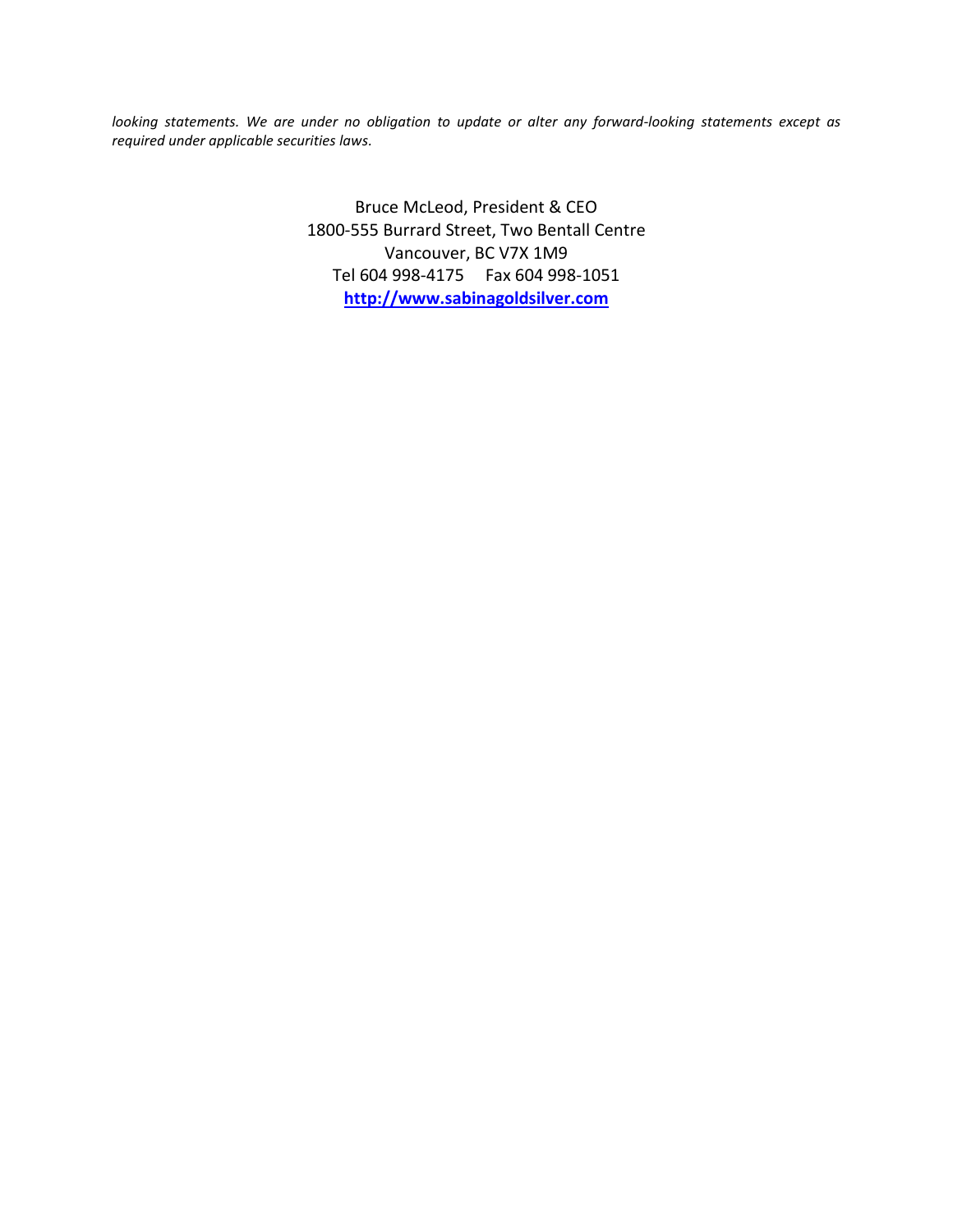*looking statements. We are under no obligation to update or alter any forward-looking statements except as required under applicable securities laws.*

Bruce McLeod, President & CEO
1800-555 Burrard Street, Two Bentall Centre
Vancouver, BC V7X 1M9
Tel 604 998-4175 Fax 604 998-1051
**http://www.sabinagoldsilver.com**